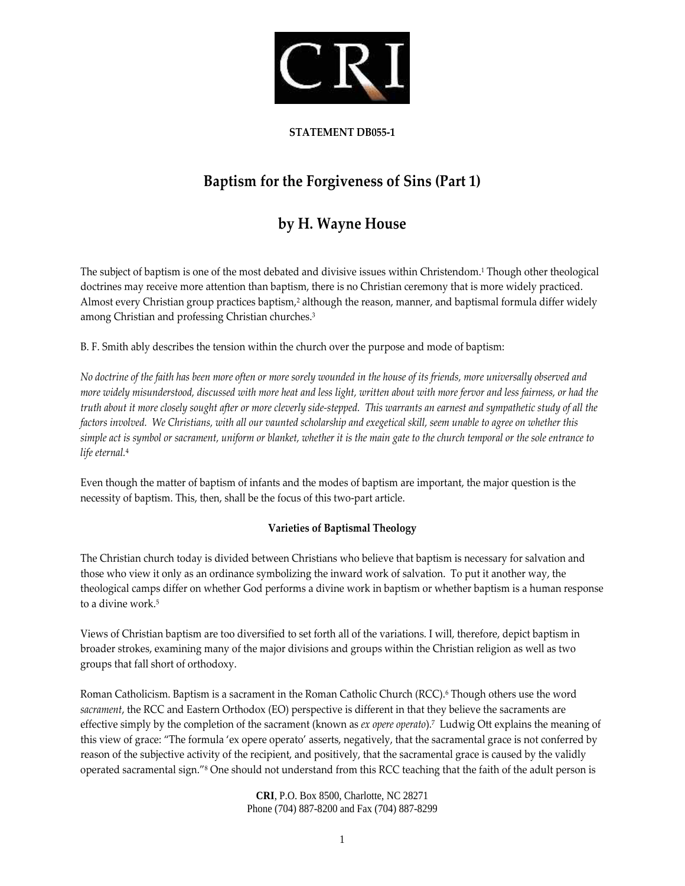**STATEMENT DB055-1**

# Baptism for the Forgiveness of Sins (Part 1)

## by H. Wayne House

The subject of baptism is one of the most debated and divisive issues within Christendom.[1] Though other theological doctrines may receive more attention than baptism, there is no Christian ceremony that is more widely practiced. Almost every Christian group practices baptism,[2] although the reason, manner, and baptismal formula differ widely among Christian and professing Christian churches.[3]

B. F. Smith ably describes the tension within the church over the purpose and mode of baptism:

*No doctrine of the faith has been more often or more sorely wounded in the house of its friends, more universally observed and more widely misunderstood, discussed with more heat and less light, written about with more fervor and less fairness, or had the truth about it more closely sought after or more cleverly side-stepped. This warrants an earnest and sympathetic study of all the factors involved. We Christians, with all our vaunted scholarship and exegetical skill, seem unable to agree on whether this simple act is symbol or sacrament, uniform or blanket, whether it is the main gate to the church temporal or the sole entrance to life eternal.*[4]

Even though the matter of baptism of infants and the modes of baptism are important, the major question is the necessity of baptism. This, then, shall be the focus of this two-part article.

**Varieties of Baptismal Theology**

The Christian church today is divided between Christians who believe that baptism is necessary for salvation and those who view it only as an ordinance symbolizing the inward work of salvation. To put it another way, the theological camps differ on whether God performs a divine work in baptism or whether baptism is a human response to a divine work.[5]

Views of Christian baptism are too diversified to set forth all of the variations. I will, therefore, depict baptism in broader strokes, examining many of the major divisions and groups within the Christian religion as well as two groups that fall short of orthodoxy.

Roman Catholicism. Baptism is a sacrament in the Roman Catholic Church (RCC).[6] Though others use the word *sacrament*, the RCC and Eastern Orthodox (EO) perspective is different in that they believe the sacraments are effective simply by the completion of the sacrament (known as *ex opere operato*).[7] Ludwig Ott explains the meaning of this view of grace: "The formula 'ex opere operato' asserts, negatively, that the sacramental grace is not conferred by reason of the subjective activity of the recipient, and positively, that the sacramental grace is caused by the validly operated sacramental sign."[8] One should not understand from this RCC teaching that the faith of the adult person is

**CRI**, P.O. Box 8500, Charlotte, NC 28271
Phone (704) 887-8200 and Fax (704) 887-8299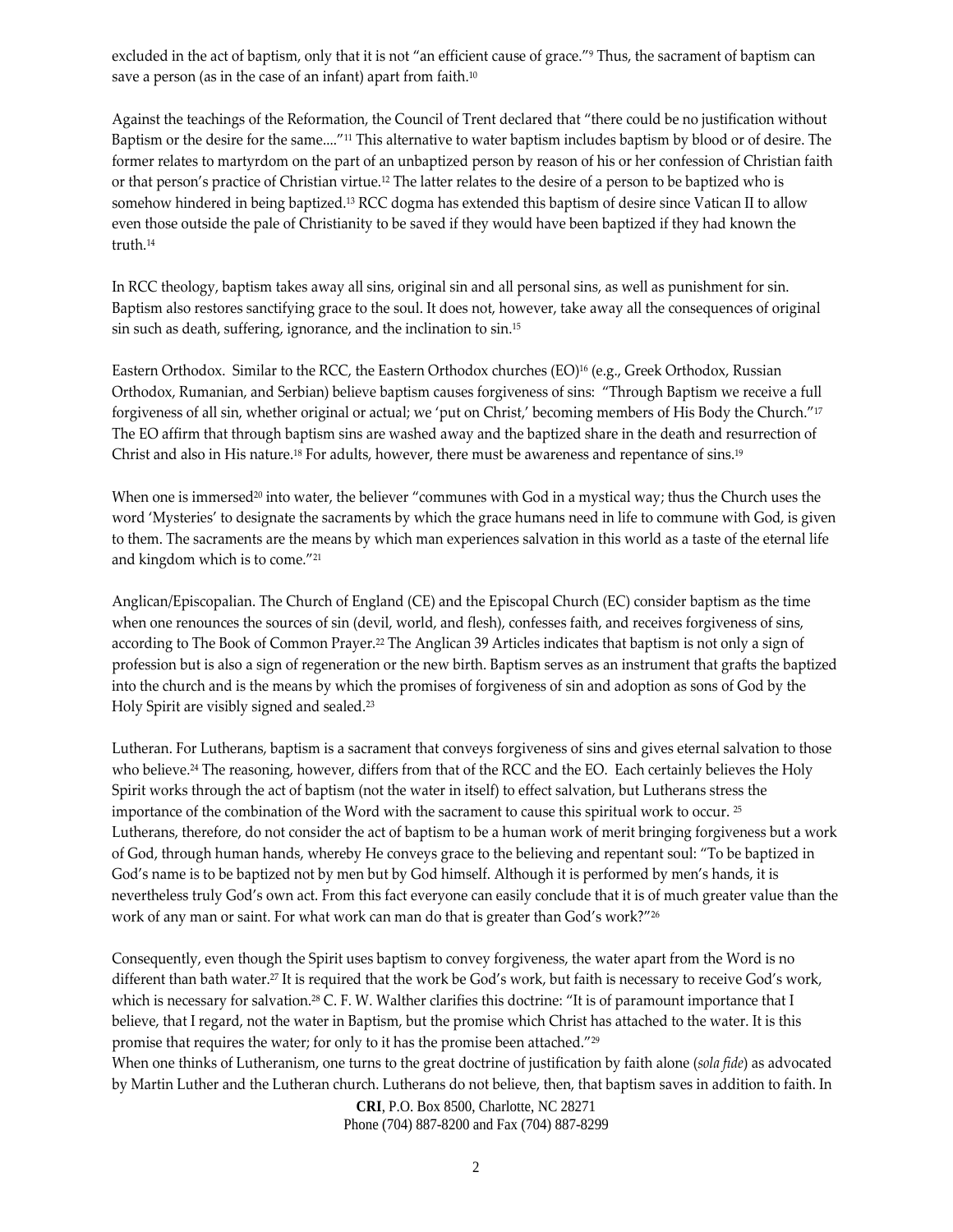excluded in the act of baptism, only that it is not "an efficient cause of grace."[9] Thus, the sacrament of baptism can save a person (as in the case of an infant) apart from faith.[10]

Against the teachings of the Reformation, the Council of Trent declared that "there could be no justification without Baptism or the desire for the same...."[11] This alternative to water baptism includes baptism by blood or of desire. The former relates to martyrdom on the part of an unbaptized person by reason of his or her confession of Christian faith or that person's practice of Christian virtue.[12] The latter relates to the desire of a person to be baptized who is somehow hindered in being baptized.[13] RCC dogma has extended this baptism of desire since Vatican II to allow even those outside the pale of Christianity to be saved if they would have been baptized if they had known the truth.[14]

In RCC theology, baptism takes away all sins, original sin and all personal sins, as well as punishment for sin. Baptism also restores sanctifying grace to the soul. It does not, however, take away all the consequences of original sin such as death, suffering, ignorance, and the inclination to sin.[15]

Eastern Orthodox. Similar to the RCC, the Eastern Orthodox churches (EO)[16] (e.g., Greek Orthodox, Russian Orthodox, Rumanian, and Serbian) believe baptism causes forgiveness of sins: "Through Baptism we receive a full forgiveness of all sin, whether original or actual; we 'put on Christ,' becoming members of His Body the Church."[17] The EO affirm that through baptism sins are washed away and the baptized share in the death and resurrection of Christ and also in His nature.[18] For adults, however, there must be awareness and repentance of sins.[19]

When one is immersed[20] into water, the believer "communes with God in a mystical way; thus the Church uses the word 'Mysteries' to designate the sacraments by which the grace humans need in life to commune with God, is given to them. The sacraments are the means by which man experiences salvation in this world as a taste of the eternal life and kingdom which is to come."[21]

Anglican/Episcopalian. The Church of England (CE) and the Episcopal Church (EC) consider baptism as the time when one renounces the sources of sin (devil, world, and flesh), confesses faith, and receives forgiveness of sins, according to The Book of Common Prayer.[22] The Anglican 39 Articles indicates that baptism is not only a sign of profession but is also a sign of regeneration or the new birth. Baptism serves as an instrument that grafts the baptized into the church and is the means by which the promises of forgiveness of sin and adoption as sons of God by the Holy Spirit are visibly signed and sealed.[23]

Lutheran. For Lutherans, baptism is a sacrament that conveys forgiveness of sins and gives eternal salvation to those who believe.[24] The reasoning, however, differs from that of the RCC and the EO. Each certainly believes the Holy Spirit works through the act of baptism (not the water in itself) to effect salvation, but Lutherans stress the importance of the combination of the Word with the sacrament to cause this spiritual work to occur.[25] Lutherans, therefore, do not consider the act of baptism to be a human work of merit bringing forgiveness but a work of God, through human hands, whereby He conveys grace to the believing and repentant soul: "To be baptized in God's name is to be baptized not by men but by God himself. Although it is performed by men's hands, it is nevertheless truly God's own act. From this fact everyone can easily conclude that it is of much greater value than the work of any man or saint. For what work can man do that is greater than God's work?"[26]

Consequently, even though the Spirit uses baptism to convey forgiveness, the water apart from the Word is no different than bath water.[27] It is required that the work be God's work, but faith is necessary to receive God's work, which is necessary for salvation.[28] C. F. W. Walther clarifies this doctrine: "It is of paramount importance that I believe, that I regard, not the water in Baptism, but the promise which Christ has attached to the water. It is this promise that requires the water; for only to it has the promise been attached."[29]

When one thinks of Lutheranism, one turns to the great doctrine of justification by faith alone (*sola fide*) as advocated by Martin Luther and the Lutheran church. Lutherans do not believe, then, that baptism saves in addition to faith. In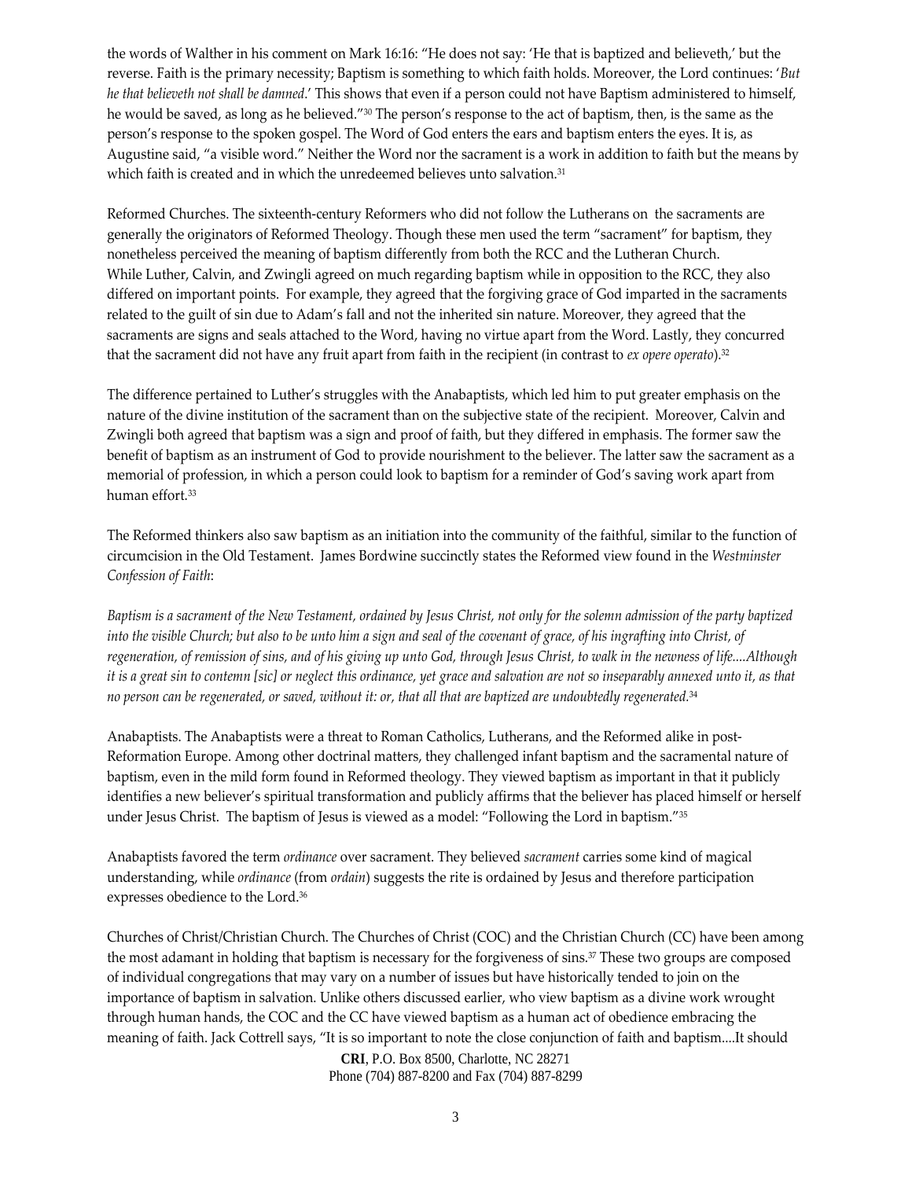the words of Walther in his comment on Mark 16:16: “He does not say: ‘He that is baptized and believeth,’ but the reverse. Faith is the primary necessity; Baptism is something to which faith holds. Moreover, the Lord continues: ‘*But he that believeth not shall be damned*.’ This shows that even if a person could not have Baptism administered to himself, he would be saved, as long as he believed.”[30] The person’s response to the act of baptism, then, is the same as the person’s response to the spoken gospel. The Word of God enters the ears and baptism enters the eyes. It is, as Augustine said, “a visible word.” Neither the Word nor the sacrament is a work in addition to faith but the means by which faith is created and in which the unredeemed believes unto salvation.[31]

Reformed Churches. The sixteenth-century Reformers who did not follow the Lutherans on the sacraments are generally the originators of Reformed Theology. Though these men used the term “sacrament” for baptism, they nonetheless perceived the meaning of baptism differently from both the RCC and the Lutheran Church. While Luther, Calvin, and Zwingli agreed on much regarding baptism while in opposition to the RCC, they also differed on important points. For example, they agreed that the forgiving grace of God imparted in the sacraments related to the guilt of sin due to Adam’s fall and not the inherited sin nature. Moreover, they agreed that the sacraments are signs and seals attached to the Word, having no virtue apart from the Word. Lastly, they concurred that the sacrament did not have any fruit apart from faith in the recipient (in contrast to *ex opere operato*).[32]

The difference pertained to Luther’s struggles with the Anabaptists, which led him to put greater emphasis on the nature of the divine institution of the sacrament than on the subjective state of the recipient. Moreover, Calvin and Zwingli both agreed that baptism was a sign and proof of faith, but they differed in emphasis. The former saw the benefit of baptism as an instrument of God to provide nourishment to the believer. The latter saw the sacrament as a memorial of profession, in which a person could look to baptism for a reminder of God’s saving work apart from human effort.[33]

The Reformed thinkers also saw baptism as an initiation into the community of the faithful, similar to the function of circumcision in the Old Testament. James Bordwine succinctly states the Reformed view found in the *Westminster Confession of Faith*:

*Baptism is a sacrament of the New Testament, ordained by Jesus Christ, not only for the solemn admission of the party baptized into the visible Church; but also to be unto him a sign and seal of the covenant of grace, of his ingrafting into Christ, of regeneration, of remission of sins, and of his giving up unto God, through Jesus Christ, to walk in the newness of life....Although it is a great sin to contemn [sic] or neglect this ordinance, yet grace and salvation are not so inseparably annexed unto it, as that no person can be regenerated, or saved, without it: or, that all that are baptized are undoubtedly regenerated.*[34]

Anabaptists. The Anabaptists were a threat to Roman Catholics, Lutherans, and the Reformed alike in post-Reformation Europe. Among other doctrinal matters, they challenged infant baptism and the sacramental nature of baptism, even in the mild form found in Reformed theology. They viewed baptism as important in that it publicly identifies a new believer’s spiritual transformation and publicly affirms that the believer has placed himself or herself under Jesus Christ. The baptism of Jesus is viewed as a model: “Following the Lord in baptism.”[35]

Anabaptists favored the term *ordinance* over sacrament. They believed *sacrament* carries some kind of magical understanding, while *ordinance* (from *ordain*) suggests the rite is ordained by Jesus and therefore participation expresses obedience to the Lord.[36]

Churches of Christ/Christian Church. The Churches of Christ (COC) and the Christian Church (CC) have been among the most adamant in holding that baptism is necessary for the forgiveness of sins.[37] These two groups are composed of individual congregations that may vary on a number of issues but have historically tended to join on the importance of baptism in salvation. Unlike others discussed earlier, who view baptism as a divine work wrought through human hands, the COC and the CC have viewed baptism as a human act of obedience embracing the meaning of faith. Jack Cottrell says, “It is so important to note the close conjunction of faith and baptism....It should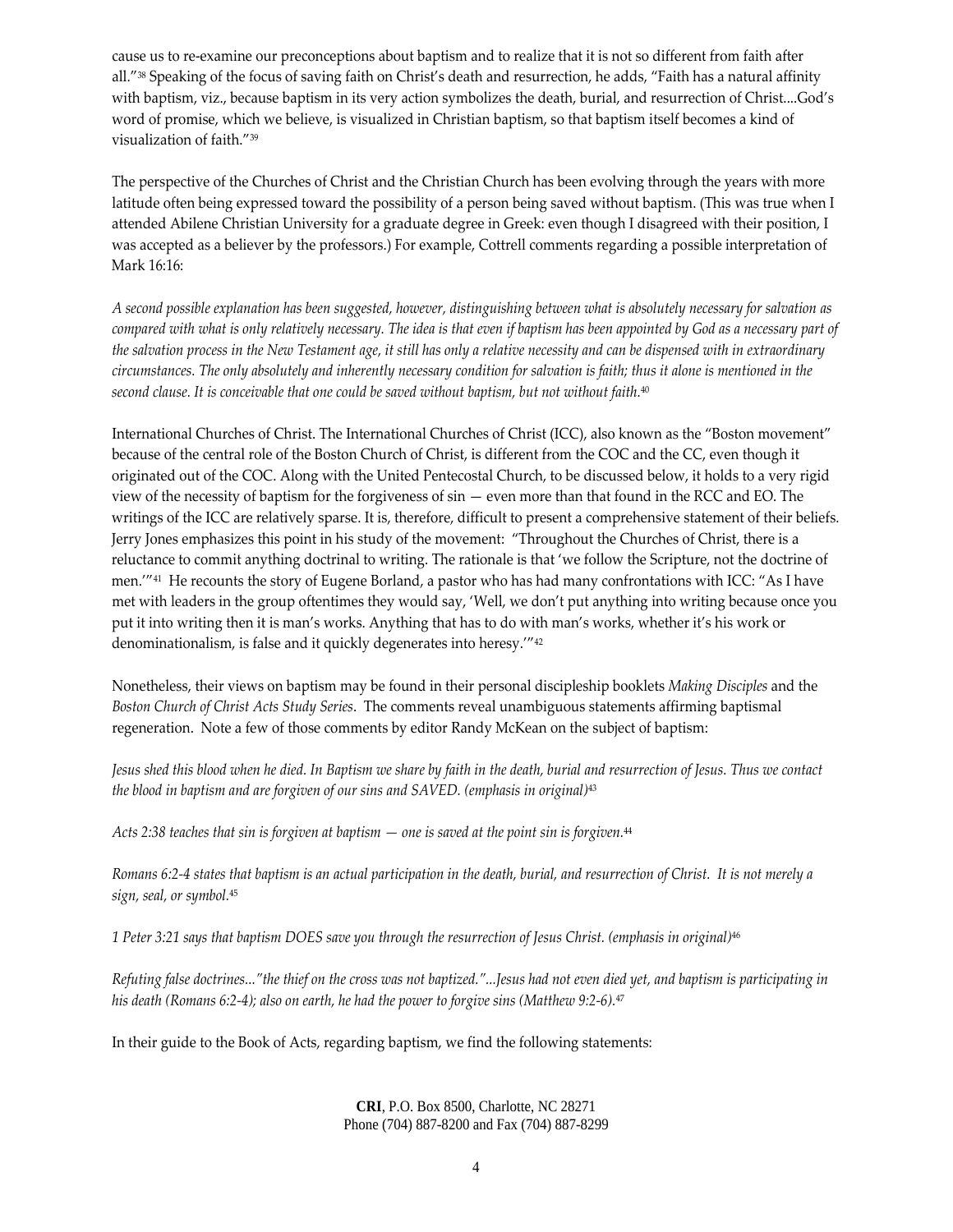cause us to re-examine our preconceptions about baptism and to realize that it is not so different from faith after all."[38] Speaking of the focus of saving faith on Christ's death and resurrection, he adds, "Faith has a natural affinity with baptism, viz., because baptism in its very action symbolizes the death, burial, and resurrection of Christ....God's word of promise, which we believe, is visualized in Christian baptism, so that baptism itself becomes a kind of visualization of faith."[39]

The perspective of the Churches of Christ and the Christian Church has been evolving through the years with more latitude often being expressed toward the possibility of a person being saved without baptism. (This was true when I attended Abilene Christian University for a graduate degree in Greek: even though I disagreed with their position, I was accepted as a believer by the professors.) For example, Cottrell comments regarding a possible interpretation of Mark 16:16:

*A second possible explanation has been suggested, however, distinguishing between what is absolutely necessary for salvation as compared with what is only relatively necessary. The idea is that even if baptism has been appointed by God as a necessary part of the salvation process in the New Testament age, it still has only a relative necessity and can be dispensed with in extraordinary circumstances. The only absolutely and inherently necessary condition for salvation is faith; thus it alone is mentioned in the second clause. It is conceivable that one could be saved without baptism, but not without faith.*[40]

International Churches of Christ. The International Churches of Christ (ICC), also known as the "Boston movement" because of the central role of the Boston Church of Christ, is different from the COC and the CC, even though it originated out of the COC. Along with the United Pentecostal Church, to be discussed below, it holds to a very rigid view of the necessity of baptism for the forgiveness of sin — even more than that found in the RCC and EO. The writings of the ICC are relatively sparse. It is, therefore, difficult to present a comprehensive statement of their beliefs. Jerry Jones emphasizes this point in his study of the movement: "Throughout the Churches of Christ, there is a reluctance to commit anything doctrinal to writing. The rationale is that 'we follow the Scripture, not the doctrine of men.'"[41] He recounts the story of Eugene Borland, a pastor who has had many confrontations with ICC: "As I have met with leaders in the group oftentimes they would say, 'Well, we don't put anything into writing because once you put it into writing then it is man's works. Anything that has to do with man's works, whether it's his work or denominationalism, is false and it quickly degenerates into heresy.'"[42]

Nonetheless, their views on baptism may be found in their personal discipleship booklets *Making Disciples* and the *Boston Church of Christ Acts Study Series*. The comments reveal unambiguous statements affirming baptismal regeneration. Note a few of those comments by editor Randy McKean on the subject of baptism:

*Jesus shed this blood when he died. In Baptism we share by faith in the death, burial and resurrection of Jesus. Thus we contact the blood in baptism and are forgiven of our sins and SAVED. (emphasis in original)*[43]

*Acts 2:38 teaches that sin is forgiven at baptism — one is saved at the point sin is forgiven.*[44]

*Romans 6:2-4 states that baptism is an actual participation in the death, burial, and resurrection of Christ. It is not merely a sign, seal, or symbol.*[45]

*1 Peter 3:21 says that baptism DOES save you through the resurrection of Jesus Christ. (emphasis in original)*[46]

*Refuting false doctrines..."the thief on the cross was not baptized."...Jesus had not even died yet, and baptism is participating in his death (Romans 6:2-4); also on earth, he had the power to forgive sins (Matthew 9:2-6).*[47]

In their guide to the Book of Acts, regarding baptism, we find the following statements: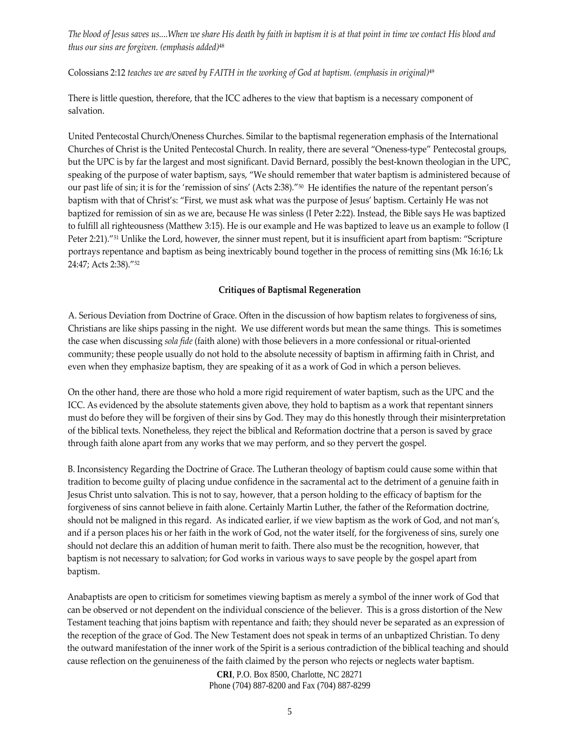*The blood of Jesus saves us....When we share His death by faith in baptism it is at that point in time we contact His blood and thus our sins are forgiven. (emphasis added)*[48]

Colossians 2:12 *teaches we are saved by FAITH in the working of God at baptism. (emphasis in original)*[49]

There is little question, therefore, that the ICC adheres to the view that baptism is a necessary component of salvation.

United Pentecostal Church/Oneness Churches. Similar to the baptismal regeneration emphasis of the International Churches of Christ is the United Pentecostal Church. In reality, there are several "Oneness-type" Pentecostal groups, but the UPC is by far the largest and most significant. David Bernard, possibly the best-known theologian in the UPC, speaking of the purpose of water baptism, says, "We should remember that water baptism is administered because of our past life of sin; it is for the 'remission of sins' (Acts 2:38)."[50] He identifies the nature of the repentant person's baptism with that of Christ's: "First, we must ask what was the purpose of Jesus' baptism. Certainly He was not baptized for remission of sin as we are, because He was sinless (I Peter 2:22). Instead, the Bible says He was baptized to fulfill all righteousness (Matthew 3:15). He is our example and He was baptized to leave us an example to follow (I Peter 2:21)."[51] Unlike the Lord, however, the sinner must repent, but it is insufficient apart from baptism: "Scripture portrays repentance and baptism as being inextricably bound together in the process of remitting sins (Mk 16:16; Lk 24:47; Acts 2:38)."[52]

**Critiques of Baptismal Regeneration**

A. Serious Deviation from Doctrine of Grace. Often in the discussion of how baptism relates to forgiveness of sins, Christians are like ships passing in the night. We use different words but mean the same things. This is sometimes the case when discussing *sola fide* (faith alone) with those believers in a more confessional or ritual-oriented community; these people usually do not hold to the absolute necessity of baptism in affirming faith in Christ, and even when they emphasize baptism, they are speaking of it as a work of God in which a person believes.

On the other hand, there are those who hold a more rigid requirement of water baptism, such as the UPC and the ICC. As evidenced by the absolute statements given above, they hold to baptism as a work that repentant sinners must do before they will be forgiven of their sins by God. They may do this honestly through their misinterpretation of the biblical texts. Nonetheless, they reject the biblical and Reformation doctrine that a person is saved by grace through faith alone apart from any works that we may perform, and so they pervert the gospel.

B. Inconsistency Regarding the Doctrine of Grace. The Lutheran theology of baptism could cause some within that tradition to become guilty of placing undue confidence in the sacramental act to the detriment of a genuine faith in Jesus Christ unto salvation. This is not to say, however, that a person holding to the efficacy of baptism for the forgiveness of sins cannot believe in faith alone. Certainly Martin Luther, the father of the Reformation doctrine, should not be maligned in this regard. As indicated earlier, if we view baptism as the work of God, and not man's, and if a person places his or her faith in the work of God, not the water itself, for the forgiveness of sins, surely one should not declare this an addition of human merit to faith. There also must be the recognition, however, that baptism is not necessary to salvation; for God works in various ways to save people by the gospel apart from baptism.

Anabaptists are open to criticism for sometimes viewing baptism as merely a symbol of the inner work of God that can be observed or not dependent on the individual conscience of the believer. This is a gross distortion of the New Testament teaching that joins baptism with repentance and faith; they should never be separated as an expression of the reception of the grace of God. The New Testament does not speak in terms of an unbaptized Christian. To deny the outward manifestation of the inner work of the Spirit is a serious contradiction of the biblical teaching and should cause reflection on the genuineness of the faith claimed by the person who rejects or neglects water baptism.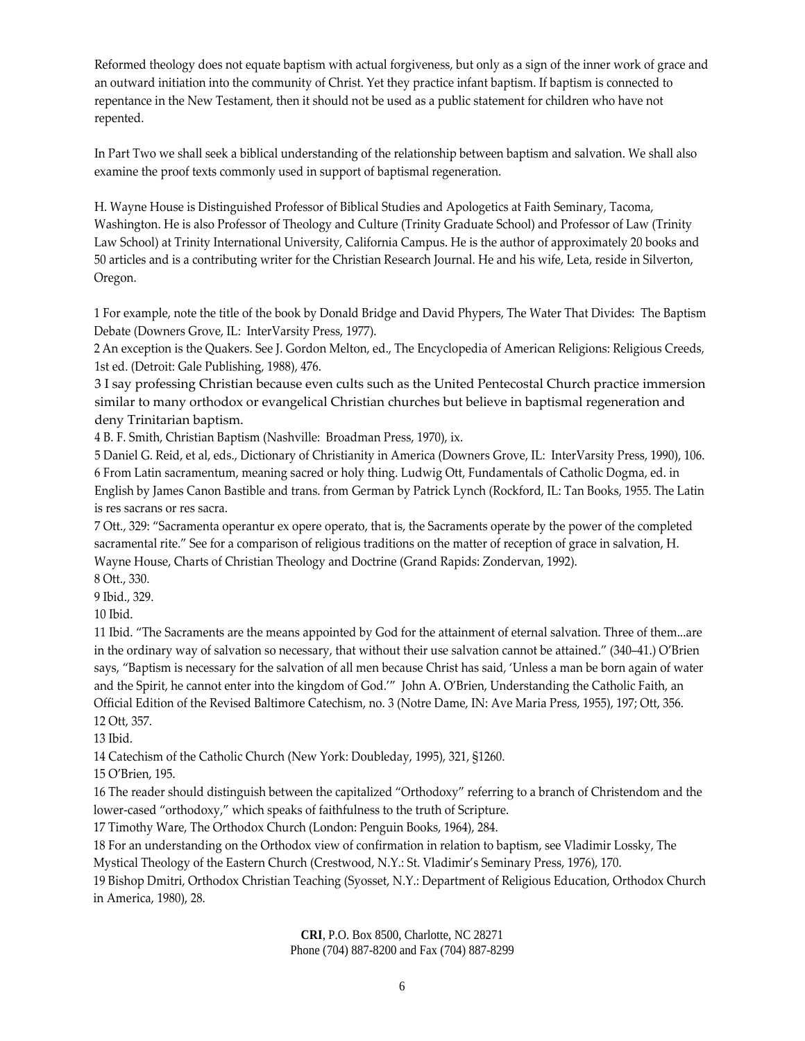Reformed theology does not equate baptism with actual forgiveness, but only as a sign of the inner work of grace and an outward initiation into the community of Christ. Yet they practice infant baptism. If baptism is connected to repentance in the New Testament, then it should not be used as a public statement for children who have not repented.

In Part Two we shall seek a biblical understanding of the relationship between baptism and salvation. We shall also examine the proof texts commonly used in support of baptismal regeneration.

H. Wayne House is Distinguished Professor of Biblical Studies and Apologetics at Faith Seminary, Tacoma, Washington. He is also Professor of Theology and Culture (Trinity Graduate School) and Professor of Law (Trinity Law School) at Trinity International University, California Campus. He is the author of approximately 20 books and 50 articles and is a contributing writer for the Christian Research Journal. He and his wife, Leta, reside in Silverton, Oregon.

1 For example, note the title of the book by Donald Bridge and David Phypers, The Water That Divides: The Baptism Debate (Downers Grove, IL: InterVarsity Press, 1977).
2 An exception is the Quakers. See J. Gordon Melton, ed., The Encyclopedia of American Religions: Religious Creeds, 1st ed. (Detroit: Gale Publishing, 1988), 476.
3 I say professing Christian because even cults such as the United Pentecostal Church practice immersion similar to many orthodox or evangelical Christian churches but believe in baptismal regeneration and deny Trinitarian baptism.
4 B. F. Smith, Christian Baptism (Nashville: Broadman Press, 1970), ix.
5 Daniel G. Reid, et al, eds., Dictionary of Christianity in America (Downers Grove, IL: InterVarsity Press, 1990), 106.
6 From Latin sacramentum, meaning sacred or holy thing. Ludwig Ott, Fundamentals of Catholic Dogma, ed. in English by James Canon Bastible and trans. from German by Patrick Lynch (Rockford, IL: Tan Books, 1955. The Latin is res sacrans or res sacra.
7 Ott., 329: “Sacramenta operantur ex opere operato, that is, the Sacraments operate by the power of the completed sacramental rite.” See for a comparison of religious traditions on the matter of reception of grace in salvation, H. Wayne House, Charts of Christian Theology and Doctrine (Grand Rapids: Zondervan, 1992).
8 Ott., 330.
9 Ibid., 329.
10 Ibid.
11 Ibid. “The Sacraments are the means appointed by God for the attainment of eternal salvation. Three of them...are in the ordinary way of salvation so necessary, that without their use salvation cannot be attained.” (340–41.) O'Brien says, “Baptism is necessary for the salvation of all men because Christ has said, ‘Unless a man be born again of water and the Spirit, he cannot enter into the kingdom of God.’” John A. O'Brien, Understanding the Catholic Faith, an Official Edition of the Revised Baltimore Catechism, no. 3 (Notre Dame, IN: Ave Maria Press, 1955), 197; Ott, 356.
12 Ott, 357.
13 Ibid.
14 Catechism of the Catholic Church (New York: Doubleday, 1995), 321, §1260.
15 O'Brien, 195.
16 The reader should distinguish between the capitalized “Orthodoxy” referring to a branch of Christendom and the lower-cased “orthodoxy,” which speaks of faithfulness to the truth of Scripture.
17 Timothy Ware, The Orthodox Church (London: Penguin Books, 1964), 284.
18 For an understanding on the Orthodox view of confirmation in relation to baptism, see Vladimir Lossky, The Mystical Theology of the Eastern Church (Crestwood, N.Y.: St. Vladimir's Seminary Press, 1976), 170.
19 Bishop Dmitri, Orthodox Christian Teaching (Syosset, N.Y.: Department of Religious Education, Orthodox Church in America, 1980), 28.

**CRI**, P.O. Box 8500, Charlotte, NC 28271
Phone (704) 887-8200 and Fax (704) 887-8299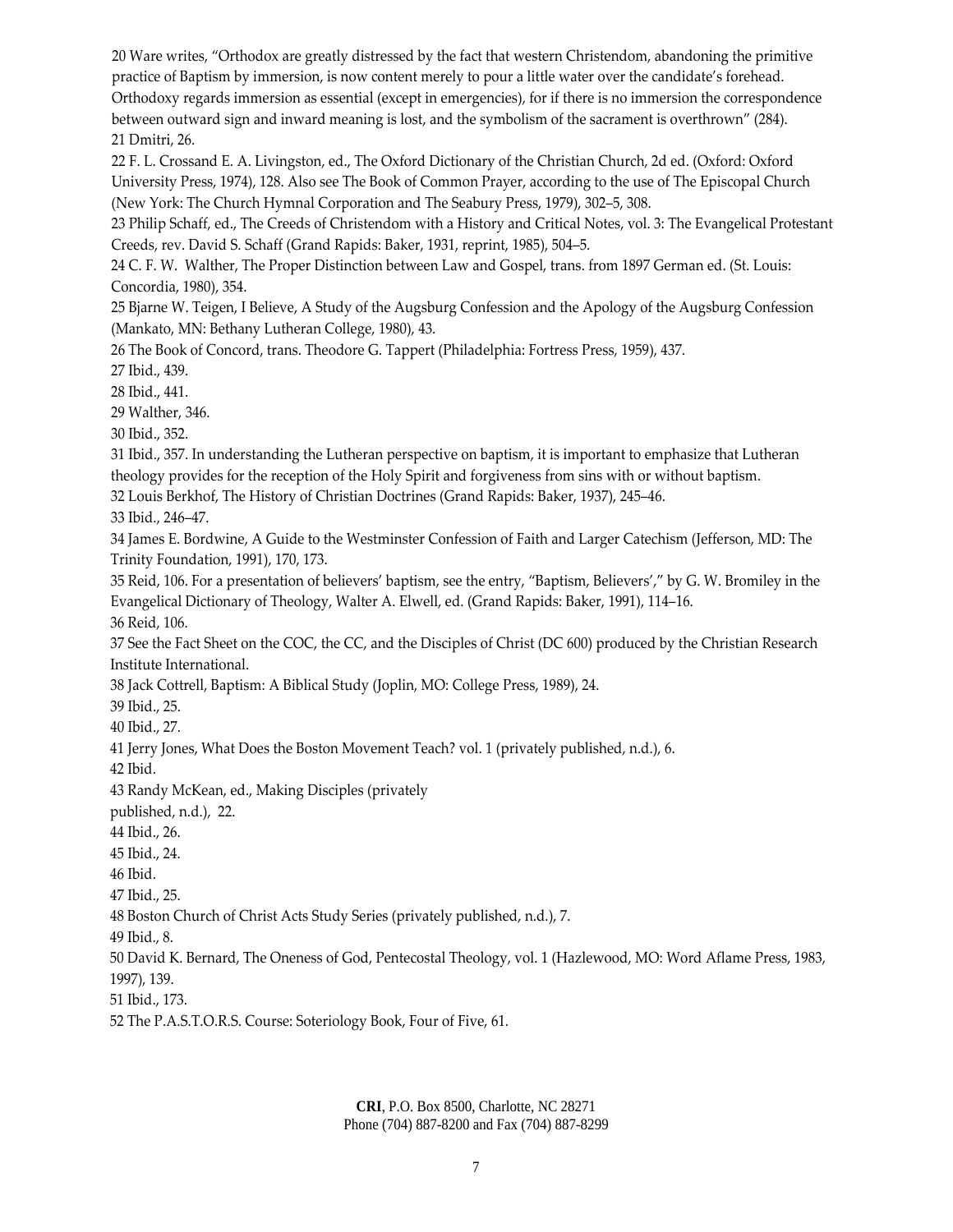20 Ware writes, "Orthodox are greatly distressed by the fact that western Christendom, abandoning the primitive practice of Baptism by immersion, is now content merely to pour a little water over the candidate's forehead. Orthodoxy regards immersion as essential (except in emergencies), for if there is no immersion the correspondence between outward sign and inward meaning is lost, and the symbolism of the sacrament is overthrown" (284).

21 Dmitri, 26.

22 F. L. Crossand E. A. Livingston, ed., The Oxford Dictionary of the Christian Church, 2d ed. (Oxford: Oxford University Press, 1974), 128. Also see The Book of Common Prayer, according to the use of The Episcopal Church (New York: The Church Hymnal Corporation and The Seabury Press, 1979), 302–5, 308.

23 Philip Schaff, ed., The Creeds of Christendom with a History and Critical Notes, vol. 3: The Evangelical Protestant Creeds, rev. David S. Schaff (Grand Rapids: Baker, 1931, reprint, 1985), 504–5.

24 C. F. W. Walther, The Proper Distinction between Law and Gospel, trans. from 1897 German ed. (St. Louis: Concordia, 1980), 354.

25 Bjarne W. Teigen, I Believe, A Study of the Augsburg Confession and the Apology of the Augsburg Confession (Mankato, MN: Bethany Lutheran College, 1980), 43.

26 The Book of Concord, trans. Theodore G. Tappert (Philadelphia: Fortress Press, 1959), 437.

27 Ibid., 439.

28 Ibid., 441.

29 Walther, 346.

30 Ibid., 352.

31 Ibid., 357. In understanding the Lutheran perspective on baptism, it is important to emphasize that Lutheran theology provides for the reception of the Holy Spirit and forgiveness from sins with or without baptism.

32 Louis Berkhof, The History of Christian Doctrines (Grand Rapids: Baker, 1937), 245–46.

33 Ibid., 246–47.

34 James E. Bordwine, A Guide to the Westminster Confession of Faith and Larger Catechism (Jefferson, MD: The Trinity Foundation, 1991), 170, 173.

35 Reid, 106. For a presentation of believers' baptism, see the entry, "Baptism, Believers'," by G. W. Bromiley in the Evangelical Dictionary of Theology, Walter A. Elwell, ed. (Grand Rapids: Baker, 1991), 114–16.

36 Reid, 106.

37 See the Fact Sheet on the COC, the CC, and the Disciples of Christ (DC 600) produced by the Christian Research Institute International.

38 Jack Cottrell, Baptism: A Biblical Study (Joplin, MO: College Press, 1989), 24.

39 Ibid., 25.

40 Ibid., 27.

41 Jerry Jones, What Does the Boston Movement Teach? vol. 1 (privately published, n.d.), 6.

42 Ibid.

43 Randy McKean, ed., Making Disciples (privately published, n.d.), 22.

44 Ibid., 26.

45 Ibid., 24.

46 Ibid.

47 Ibid., 25.

48 Boston Church of Christ Acts Study Series (privately published, n.d.), 7.

49 Ibid., 8.

50 David K. Bernard, The Oneness of God, Pentecostal Theology, vol. 1 (Hazlewood, MO: Word Aflame Press, 1983, 1997), 139.

51 Ibid., 173.

52 The P.A.S.T.O.R.S. Course: Soteriology Book, Four of Five, 61.

**CRI**, P.O. Box 8500, Charlotte, NC 28271
Phone (704) 887-8200 and Fax (704) 887-8299